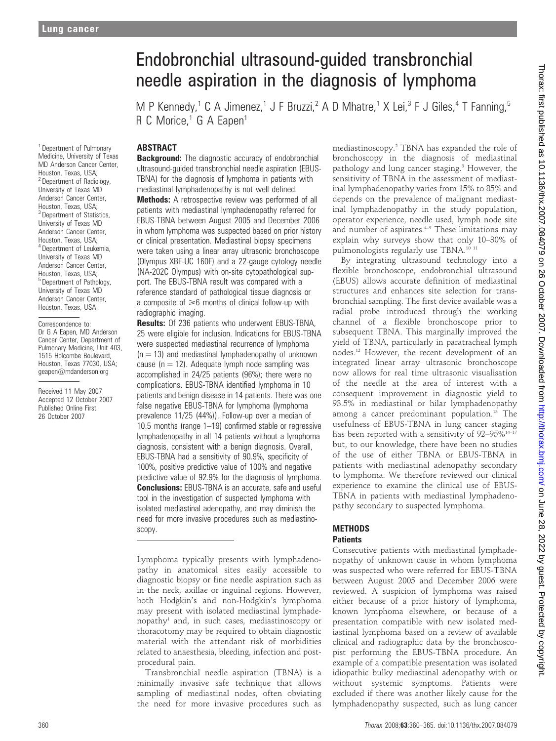# Endobronchial ultrasound-guided transbronchial needle aspiration in the diagnosis of lymphoma

M P Kennedy,[1] C A Jimenez,[1] J F Bruzzi,[2] A D Mhatre,[1] X Lei,[3] F J Giles,[4] T Fanning,[5] R C Morice,[1] G A Eapen[1]

[1] Department of Pulmonary Medicine, University of Texas MD Anderson Cancer Center, Houston, Texas, USA; [2] Department of Radiology, University of Texas MD Anderson Cancer Center, Houston, Texas, USA; [3] Department of Statistics, University of Texas MD Anderson Cancer Center, Houston, Texas, USA; [4] Department of Leukemia, University of Texas MD Anderson Cancer Center, Houston, Texas, USA; [5] Department of Pathology, University of Texas MD Anderson Cancer Center, Houston, Texas, USA

Correspondence to: Dr G A Eapen, MD Anderson Cancer Center, Department of Pulmonary Medicine, Unit 403, 1515 Holcombe Boulevard, Houston, Texas 77030, USA; geapen@mdanderson.org

Received 11 May 2007
Accepted 12 October 2007
Published Online First 26 October 2007

## ABSTRACT

**Background:** The diagnostic accuracy of endobronchial ultrasound-guided transbronchial needle aspiration (EBUS-TBNA) for the diagnosis of lymphoma in patients with mediastinal lymphadenopathy is not well defined.

**Methods:** A retrospective review was performed of all patients with mediastinal lymphadenopathy referred for EBUS-TBNA between August 2005 and December 2006 in whom lymphoma was suspected based on prior history or clinical presentation. Mediastinal biopsy specimens were taken using a linear array ultrasonic bronchoscope (Olympus XBF-UC 160F) and a 22-gauge cytology needle (NA-202C Olympus) with on-site cytopathological support. The EBUS-TBNA result was compared with a reference standard of pathological tissue diagnosis or a composite of $\geqslant$6 months of clinical follow-up with radiographic imaging.

**Results:** Of 236 patients who underwent EBUS-TBNA, 25 were eligible for inclusion. Indications for EBUS-TBNA were suspected mediastinal recurrence of lymphoma ($n = 13$) and mediastinal lymphadenopathy of unknown cause ($n = 12$). Adequate lymph node sampling was accomplished in 24/25 patients (96%); there were no complications. EBUS-TBNA identified lymphoma in 10 patients and benign disease in 14 patients. There was one false negative EBUS-TBNA for lymphoma (lymphoma prevalence 11/25 (44%)). Follow-up over a median of 10.5 months (range 1–19) confirmed stable or regressive lymphadenopathy in all 14 patients without a lymphoma diagnosis, consistent with a benign diagnosis. Overall, EBUS-TBNA had a sensitivity of 90.9%, specificity of 100%, positive predictive value of 100% and negative predictive value of 92.9% for the diagnosis of lymphoma.

**Conclusions:** EBUS-TBNA is an accurate, safe and useful tool in the investigation of suspected lymphoma with isolated mediastinal adenopathy, and may diminish the need for more invasive procedures such as mediastinoscopy.

Lymphoma typically presents with lymphadenopathy in anatomical sites easily accessible to diagnostic biopsy or fine needle aspiration such as in the neck, axillae or inguinal regions. However, both Hodgkin's and non-Hodgkin's lymphoma may present with isolated mediastinal lymphadenopathy[1] and, in such cases, mediastinoscopy or thoracotomy may be required to obtain diagnostic material with the attendant risk of morbidities related to anaesthesia, bleeding, infection and post-procedural pain.

Transbronchial needle aspiration (TBNA) is a minimally invasive safe technique that allows sampling of mediastinal nodes, often obviating the need for more invasive procedures such as mediastinoscopy.[2] TBNA has expanded the role of bronchoscopy in the diagnosis of mediastinal pathology and lung cancer staging.[3] However, the sensitivity of TBNA in the assessment of mediastinal lymphadenopathy varies from 15% to 85% and depends on the prevalence of malignant mediastinal lymphadenopathy in the study population, operator experience, needle used, lymph node site and number of aspirates.[4-9] These limitations may explain why surveys show that only 10–30% of pulmonologists regularly use TBNA.[10 11]

By integrating ultrasound technology into a flexible bronchoscope, endobronchial ultrasound (EBUS) allows accurate definition of mediastinal structures and enhances site selection for transbronchial sampling. The first device available was a radial probe introduced through the working channel of a flexible bronchoscope prior to subsequent TBNA. This marginally improved the yield of TBNA, particularly in paratracheal lymph nodes.[12] However, the recent development of an integrated linear array ultrasonic bronchoscope now allows for real time ultrasonic visualisation of the needle at the area of interest with a consequent improvement in diagnostic yield to 93.5% in mediastinal or hilar lymphadenopathy among a cancer predominant population.[13] The usefulness of EBUS-TBNA in lung cancer staging has been reported with a sensitivity of 92–95%[14-17] but, to our knowledge, there have been no studies of the use of either TBNA or EBUS-TBNA in patients with mediastinal adenopathy secondary to lymphoma. We therefore reviewed our clinical experience to examine the clinical use of EBUS-TBNA in patients with mediastinal lymphadenopathy secondary to suspected lymphoma.

## METHODS

### Patients

Consecutive patients with mediastinal lymphadenopathy of unknown cause in whom lymphoma was suspected who were referred for EBUS-TBNA between August 2005 and December 2006 were reviewed. A suspicion of lymphoma was raised either because of a prior history of lymphoma, known lymphoma elsewhere, or because of a presentation compatible with new isolated mediastinal lymphoma based on a review of available clinical and radiographic data by the bronchoscopist performing the EBUS-TBNA procedure. An example of a compatible presentation was isolated idiopathic bulky mediastinal adenopathy with or without systemic symptoms. Patients were excluded if there was another likely cause for the lymphadenopathy suspected, such as lung cancer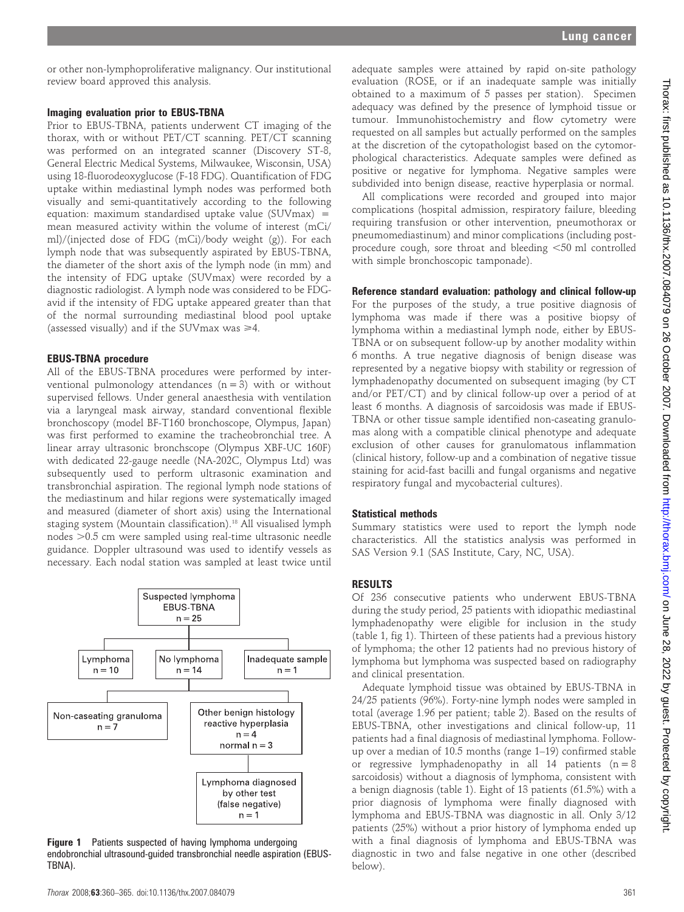or other non-lymphoproliferative malignancy. Our institutional review board approved this analysis.

### Imaging evaluation prior to EBUS-TBNA

Prior to EBUS-TBNA, patients underwent CT imaging of the thorax, with or without PET/CT scanning. PET/CT scanning was performed on an integrated scanner (Discovery ST-8, General Electric Medical Systems, Milwaukee, Wisconsin, USA) using 18-fluorodeoxyglucose (F-18 FDG). Quantification of FDG uptake within mediastinal lymph nodes was performed both visually and semi-quantitatively according to the following equation: maximum standardised uptake value (SUVmax) = mean measured activity within the volume of interest (mCi/ml)/(injected dose of FDG (mCi)/body weight (g)). For each lymph node that was subsequently aspirated by EBUS-TBNA, the diameter of the short axis of the lymph node (in mm) and the intensity of FDG uptake (SUVmax) were recorded by a diagnostic radiologist. A lymph node was considered to be FDG-avid if the intensity of FDG uptake appeared greater than that of the normal surrounding mediastinal blood pool uptake (assessed visually) and if the SUVmax was $\geqslant$4.

### EBUS-TBNA procedure

All of the EBUS-TBNA procedures were performed by interventional pulmonology attendances (n = 3) with or without supervised fellows. Under general anaesthesia with ventilation via a laryngeal mask airway, standard conventional flexible bronchoscopy (model BF-T160 bronchoscope, Olympus, Japan) was first performed to examine the tracheobronchial tree. A linear array ultrasonic bronchscope (Olympus XBF-UC 160F) with dedicated 22-gauge needle (NA-202C, Olympus Ltd) was subsequently used to perform ultrasonic examination and transbronchial aspiration. The regional lymph node stations of the mediastinum and hilar regions were systematically imaged and measured (diameter of short axis) using the International staging system (Mountain classification).[18] All visualised lymph nodes >0.5 cm were sampled using real-time ultrasonic needle guidance. Doppler ultrasound was used to identify vessels as necessary. Each nodal station was sampled at least twice until adequate samples were attained by rapid on-site pathology evaluation (ROSE, or if an inadequate sample was initially obtained to a maximum of 5 passes per station). Specimen adequacy was defined by the presence of lymphoid tissue or tumour. Immunohistochemistry and flow cytometry were requested on all samples but actually performed on the samples at the discretion of the cytopathologist based on the cytomorphological characteristics. Adequate samples were defined as positive or negative for lymphoma. Negative samples were subdivided into benign disease, reactive hyperplasia or normal.

All complications were recorded and grouped into major complications (hospital admission, respiratory failure, bleeding requiring transfusion or other intervention, pneumothorax or pneumomediastinum) and minor complications (including post-procedure cough, sore throat and bleeding <50 ml controlled with simple bronchoscopic tamponade).

Suspected lymphoma EBUS-TBNA n = 25

Lymphoma n = 10 | No lymphoma n = 14 | Inadequate sample n = 1

Non-caseating granuloma n = 7 | Other benign histology reactive hyperplasia n = 4, normal n = 3

Lymphoma diagnosed by other test (false negative) n = 1

**Figure 1** Patients suspected of having lymphoma undergoing endobronchial ultrasound-guided transbronchial needle aspiration (EBUS-TBNA).

### Reference standard evaluation: pathology and clinical follow-up

For the purposes of the study, a true positive diagnosis of lymphoma was made if there was a positive biopsy of lymphoma within a mediastinal lymph node, either by EBUS-TBNA or on subsequent follow-up by another modality within 6 months. A true negative diagnosis of benign disease was represented by a negative biopsy with stability or regression of lymphadenopathy documented on subsequent imaging (by CT and/or PET/CT) and by clinical follow-up over a period of at least 6 months. A diagnosis of sarcoidosis was made if EBUS-TBNA or other tissue sample identified non-caseating granulomas along with a compatible clinical phenotype and adequate exclusion of other causes for granulomatous inflammation (clinical history, follow-up and a combination of negative tissue staining for acid-fast bacilli and fungal organisms and negative respiratory fungal and mycobacterial cultures).

### Statistical methods

Summary statistics were used to report the lymph node characteristics. All the statistics analysis was performed in SAS Version 9.1 (SAS Institute, Cary, NC, USA).

## RESULTS

Of 236 consecutive patients who underwent EBUS-TBNA during the study period, 25 patients with idiopathic mediastinal lymphadenopathy were eligible for inclusion in the study (table 1, fig 1). Thirteen of these patients had a previous history of lymphoma; the other 12 patients had no previous history of lymphoma but lymphoma was suspected based on radiography and clinical presentation.

Adequate lymphoid tissue was obtained by EBUS-TBNA in 24/25 patients (96%). Forty-nine lymph nodes were sampled in total (average 1.96 per patient; table 2). Based on the results of EBUS-TBNA, other investigations and clinical follow-up, 11 patients had a final diagnosis of mediastinal lymphoma. Follow-up over a median of 10.5 months (range 1–19) confirmed stable or regressive lymphadenopathy in all 14 patients (n = 8 sarcoidosis) without a diagnosis of lymphoma, consistent with a benign diagnosis (table 1). Eight of 13 patients (61.5%) with a prior diagnosis of lymphoma were finally diagnosed with lymphoma and EBUS-TBNA was diagnostic in all. Only 3/12 patients (25%) without a prior history of lymphoma ended up with a final diagnosis of lymphoma and EBUS-TBNA was diagnostic in two and false negative in one other (described below).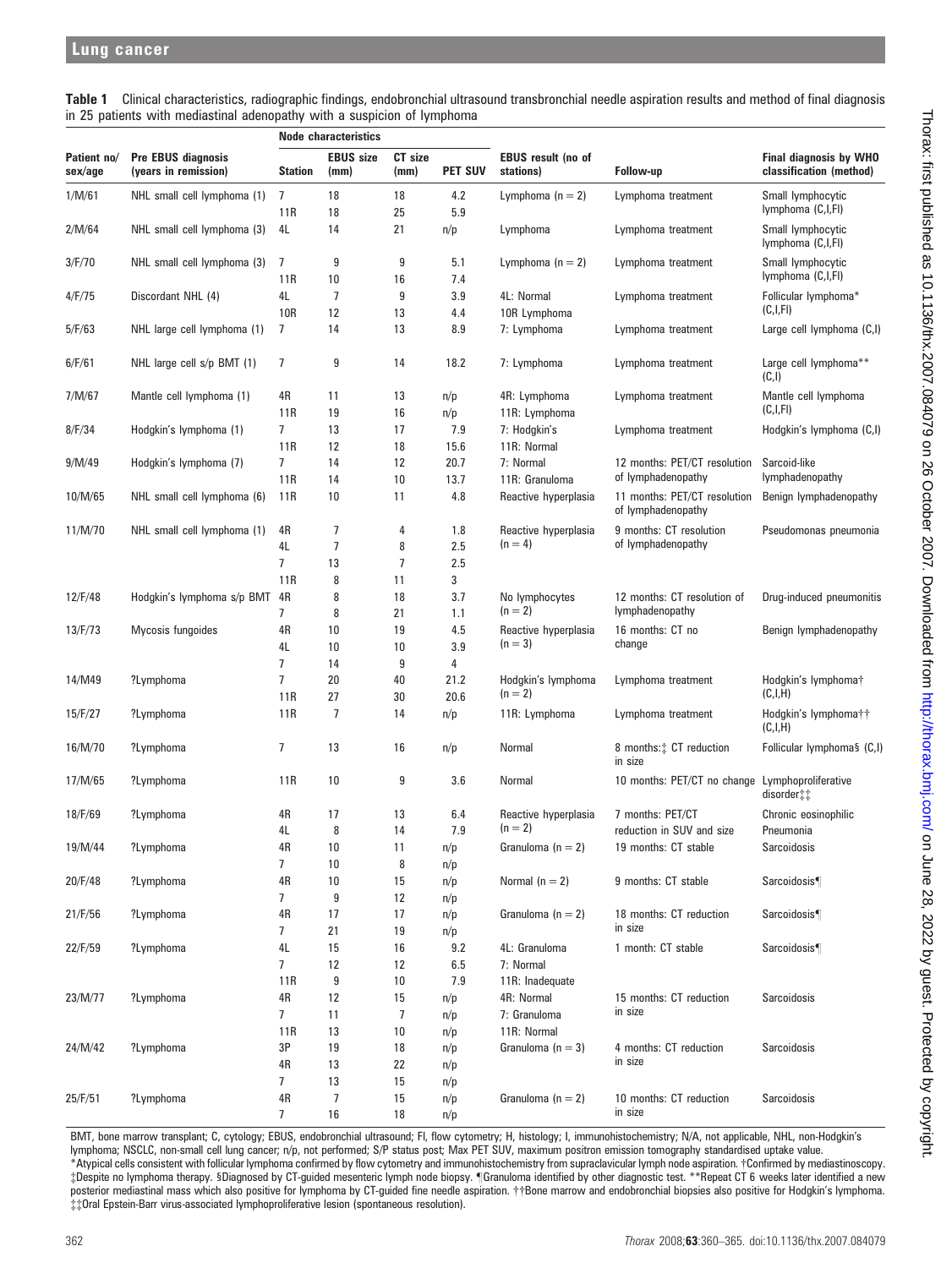**Table 1** Clinical characteristics, radiographic findings, endobronchial ultrasound transbronchial needle aspiration results and method of final diagnosis in 25 patients with mediastinal adenopathy with a suspicion of lymphoma

| Patient no/ sex/age | Pre EBUS diagnosis (years in remission) | Node characteristics | | | | EBUS result (no of stations) | Follow-up | Final diagnosis by WHO classification (method) |
|---|---|---|---|---|---|---|---|---|
| | | Station | EBUS size (mm) | CT size (mm) | PET SUV | | | |
| 1/M/61 | NHL small cell lymphoma (1) | 7 | 18 | 18 | 4.2 | Lymphoma (n = 2) | Lymphoma treatment | Small lymphocytic lymphoma (C,I,FI) |
| | | 11R | 18 | 25 | 5.9 | | | |
| 2/M/64 | NHL small cell lymphoma (3) | 4L | 14 | 21 | n/p | Lymphoma | Lymphoma treatment | Small lymphocytic lymphoma (C,I,FI) |
| 3/F/70 | NHL small cell lymphoma (3) | 7 | 9 | 9 | 5.1 | Lymphoma (n = 2) | Lymphoma treatment | Small lymphocytic lymphoma (C,I,FI) |
| | | 11R | 10 | 16 | 7.4 | | | |
| 4/F/75 | Discordant NHL (4) | 4L | 7 | 9 | 3.9 | 4L: Normal | Lymphoma treatment | Follicular lymphoma* (C,I,FI) |
| | | 10R | 12 | 13 | 4.4 | 10R Lymphoma | | |
| 5/F/63 | NHL large cell lymphoma (1) | 7 | 14 | 13 | 8.9 | 7: Lymphoma | Lymphoma treatment | Large cell lymphoma (C,I) |
| 6/F/61 | NHL large cell s/p BMT (1) | 7 | 9 | 14 | 18.2 | 7: Lymphoma | Lymphoma treatment | Large cell lymphoma** (C,I) |
| 7/M/67 | Mantle cell lymphoma (1) | 4R | 11 | 13 | n/p | 4R: Lymphoma | Lymphoma treatment | Mantle cell lymphoma (C,I,FI) |
| | | 11R | 19 | 16 | n/p | 11R: Lymphoma | | |
| 8/F/34 | Hodgkin's lymphoma (1) | 7 | 13 | 17 | 7.9 | 7: Hodgkin's | Lymphoma treatment | Hodgkin's lymphoma (C,I) |
| | | 11R | 12 | 18 | 15.6 | 11R: Normal | | |
| 9/M/49 | Hodgkin's lymphoma (7) | 7 | 14 | 12 | 20.7 | 7: Normal | 12 months: PET/CT resolution of lymphadenopathy | Sarcoid-like lymphadenopathy |
| | | 11R | 14 | 10 | 13.7 | 11R: Granuloma | | |
| 10/M/65 | NHL small cell lymphoma (6) | 11R | 10 | 11 | 4.8 | Reactive hyperplasia | 11 months: PET/CT resolution of lymphadenopathy | Benign lymphadenopathy |
| 11/M/70 | NHL small cell lymphoma (1) | 4R | 7 | 4 | 1.8 | Reactive hyperplasia (n = 4) | 9 months: CT resolution of lymphadenopathy | Pseudomonas pneumonia |
| | | 4L | 7 | 8 | 2.5 | | | |
| | | 7 | 13 | 7 | 2.5 | | | |
| | | 11R | 8 | 11 | 3 | | | |
| 12/F/48 | Hodgkin's lymphoma s/p BMT | 4R | 8 | 18 | 3.7 | No lymphocytes (n = 2) | 12 months: CT resolution of lymphadenopathy | Drug-induced pneumonitis |
| | | 7 | 8 | 21 | 1.1 | | | |
| 13/F/73 | Mycosis fungoides | 4R | 10 | 19 | 4.5 | Reactive hyperplasia (n = 3) | 16 months: CT no change | Benign lymphadenopathy |
| | | 4L | 10 | 10 | 3.9 | | | |
| | | 7 | 14 | 9 | 4 | | | |
| 14/M49 | ?Lymphoma | 7 | 20 | 40 | 21.2 | Hodgkin's lymphoma (n = 2) | Lymphoma treatment | Hodgkin's lymphoma† (C,I,H) |
| | | 11R | 27 | 30 | 20.6 | | | |
| 15/F/27 | ?Lymphoma | 11R | 7 | 14 | n/p | 11R: Lymphoma | Lymphoma treatment | Hodgkin's lymphoma†† (C,I,H) |
| 16/M/70 | ?Lymphoma | 7 | 13 | 16 | n/p | Normal | 8 months:‡ CT reduction in size | Follicular lymphoma§ (C,I) |
| 17/M/65 | ?Lymphoma | 11R | 10 | 9 | 3.6 | Normal | 10 months: PET/CT no change | Lymphoproliferative disorder‡‡ |
| 18/F/69 | ?Lymphoma | 4R | 17 | 13 | 6.4 | Reactive hyperplasia (n = 2) | 7 months: PET/CT reduction in SUV and size | Chronic eosinophilic Pneumonia |
| | | 4L | 8 | 14 | 7.9 | | | |
| 19/M/44 | ?Lymphoma | 4R | 10 | 11 | n/p | Granuloma (n = 2) | 19 months: CT stable | Sarcoidosis |
| | | 7 | 10 | 8 | n/p | | | |
| 20/F/48 | ?Lymphoma | 4R | 10 | 15 | n/p | Normal (n = 2) | 9 months: CT stable | Sarcoidosis¶ |
| | | 7 | 9 | 12 | n/p | | | |
| 21/F/56 | ?Lymphoma | 4R | 17 | 17 | n/p | Granuloma (n = 2) | 18 months: CT reduction in size | Sarcoidosis¶ |
| | | 7 | 21 | 19 | n/p | | | |
| 22/F/59 | ?Lymphoma | 4L | 15 | 16 | 9.2 | 4L: Granuloma | 1 month: CT stable | Sarcoidosis¶ |
| | | 7 | 12 | 12 | 6.5 | 7: Normal | | |
| | | 11R | 9 | 10 | 7.9 | 11R: Inadequate | | |
| 23/M/77 | ?Lymphoma | 4R | 12 | 15 | n/p | 4R: Normal | 15 months: CT reduction in size | Sarcoidosis |
| | | 7 | 11 | 7 | n/p | 7: Granuloma | | |
| | | 11R | 13 | 10 | n/p | 11R: Normal | | |
| 24/M/42 | ?Lymphoma | 3P | 19 | 18 | n/p | Granuloma (n = 3) | 4 months: CT reduction in size | Sarcoidosis |
| | | 4R | 13 | 22 | n/p | | | |
| | | 7 | 13 | 15 | n/p | | | |
| 25/F/51 | ?Lymphoma | 4R | 7 | 15 | n/p | Granuloma (n = 2) | 10 months: CT reduction in size | Sarcoidosis |
| | | 7 | 16 | 18 | n/p | | | |

BMT, bone marrow transplant; C, cytology; EBUS, endobronchial ultrasound; FI, flow cytometry; H, histology; I, immunohistochemistry; N/A, not applicable, NHL, non-Hodgkin's lymphoma; NSCLC, non-small cell lung cancer; n/p, not performed; S/P status post; Max PET SUV, maximum positron emission tomography standardised uptake value.
*Atypical cells consistent with follicular lymphoma confirmed by flow cytometry and immunohistochemistry from supraclavicular lymph node aspiration. †Confirmed by mediastinoscopy. ‡Despite no lymphoma therapy. §Diagnosed by CT-guided mesenteric lymph node biopsy. ¶Granuloma identified by other diagnostic test. **Repeat CT 6 weeks later identified a new posterior mediastinal mass which also positive for lymphoma by CT-guided fine needle aspiration. ††Bone marrow and endobronchial biopsies also positive for Hodgkin's lymphoma. ‡‡Oral Epstein-Barr virus-associated lymphoproliferative lesion (spontaneous resolution).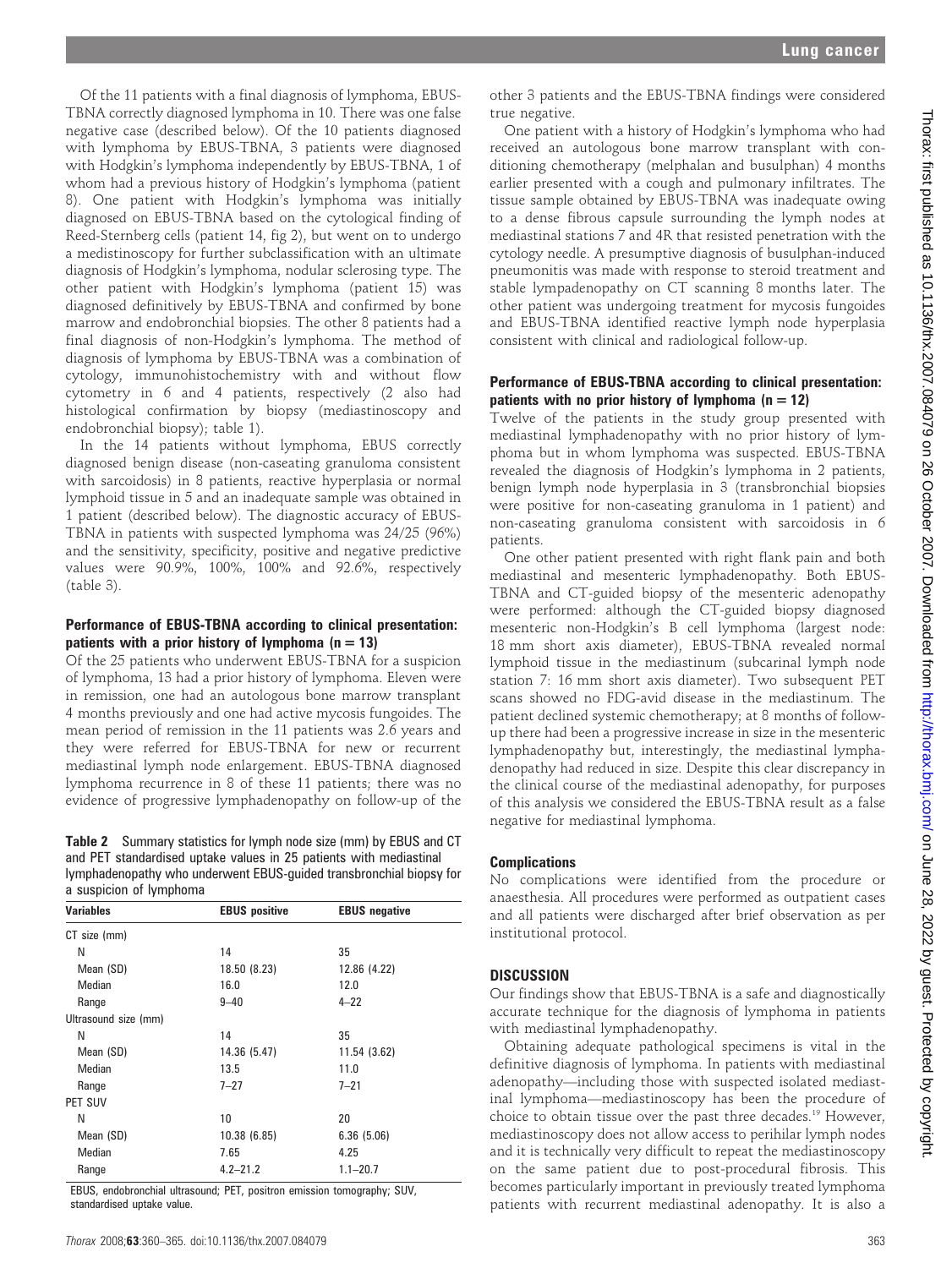Of the 11 patients with a final diagnosis of lymphoma, EBUS-TBNA correctly diagnosed lymphoma in 10. There was one false negative case (described below). Of the 10 patients diagnosed with lymphoma by EBUS-TBNA, 3 patients were diagnosed with Hodgkin's lymphoma independently by EBUS-TBNA, 1 of whom had a previous history of Hodgkin's lymphoma (patient 8). One patient with Hodgkin's lymphoma was initially diagnosed on EBUS-TBNA based on the cytological finding of Reed-Sternberg cells (patient 14, fig 2), but went on to undergo a medistinoscopy for further subclassification with an ultimate diagnosis of Hodgkin's lymphoma, nodular sclerosing type. The other patient with Hodgkin's lymphoma (patient 15) was diagnosed definitively by EBUS-TBNA and confirmed by bone marrow and endobronchial biopsies. The other 8 patients had a final diagnosis of non-Hodgkin's lymphoma. The method of diagnosis of lymphoma by EBUS-TBNA was a combination of cytology, immunohistochemistry with and without flow cytometry in 6 and 4 patients, respectively (2 also had histological confirmation by biopsy (mediastinoscopy and endobronchial biopsy); table 1).

In the 14 patients without lymphoma, EBUS correctly diagnosed benign disease (non-caseating granuloma consistent with sarcoidosis) in 8 patients, reactive hyperplasia or normal lymphoid tissue in 5 and an inadequate sample was obtained in 1 patient (described below). The diagnostic accuracy of EBUS-TBNA in patients with suspected lymphoma was 24/25 (96%) and the sensitivity, specificity, positive and negative predictive values were 90.9%, 100%, 100% and 92.6%, respectively (table 3).

### Performance of EBUS-TBNA according to clinical presentation: patients with a prior history of lymphoma (n = 13)

Of the 25 patients who underwent EBUS-TBNA for a suspicion of lymphoma, 13 had a prior history of lymphoma. Eleven were in remission, one had an autologous bone marrow transplant 4 months previously and one had active mycosis fungoides. The mean period of remission in the 11 patients was 2.6 years and they were referred for EBUS-TBNA for new or recurrent mediastinal lymph node enlargement. EBUS-TBNA diagnosed lymphoma recurrence in 8 of these 11 patients; there was no evidence of progressive lymphadenopathy on follow-up of the other 3 patients and the EBUS-TBNA findings were considered true negative.

One patient with a history of Hodgkin's lymphoma who had received an autologous bone marrow transplant with conditioning chemotherapy (melphalan and busulphan) 4 months earlier presented with a cough and pulmonary infiltrates. The tissue sample obtained by EBUS-TBNA was inadequate owing to a dense fibrous capsule surrounding the lymph nodes at mediastinal stations 7 and 4R that resisted penetration with the cytology needle. A presumptive diagnosis of busulphan-induced pneumonitis was made with response to steroid treatment and stable lympadenopathy on CT scanning 8 months later. The other patient was undergoing treatment for mycosis fungoides and EBUS-TBNA identified reactive lymph node hyperplasia consistent with clinical and radiological follow-up.

**Table 2** Summary statistics for lymph node size (mm) by EBUS and CT and PET standardised uptake values in 25 patients with mediastinal lymphadenopathy who underwent EBUS-guided transbronchial biopsy for a suspicion of lymphoma

| Variables | EBUS positive | EBUS negative |
|---|---|---|
| CT size (mm) | | |
| N | 14 | 35 |
| Mean (SD) | 18.50 (8.23) | 12.86 (4.22) |
| Median | 16.0 | 12.0 |
| Range | 9–40 | 4–22 |
| Ultrasound size (mm) | | |
| N | 14 | 35 |
| Mean (SD) | 14.36 (5.47) | 11.54 (3.62) |
| Median | 13.5 | 11.0 |
| Range | 7–27 | 7–21 |
| PET SUV | | |
| N | 10 | 20 |
| Mean (SD) | 10.38 (6.85) | 6.36 (5.06) |
| Median | 7.65 | 4.25 |
| Range | 4.2–21.2 | 1.1–20.7 |

EBUS, endobronchial ultrasound; PET, positron emission tomography; SUV, standardised uptake value.

### Performance of EBUS-TBNA according to clinical presentation: patients with no prior history of lymphoma (n = 12)

Twelve of the patients in the study group presented with mediastinal lymphadenopathy with no prior history of lymphoma but in whom lymphoma was suspected. EBUS-TBNA revealed the diagnosis of Hodgkin's lymphoma in 2 patients, benign lymph node hyperplasia in 3 (transbronchial biopsies were positive for non-caseating granuloma in 1 patient) and non-caseating granuloma consistent with sarcoidosis in 6 patients.

One other patient presented with right flank pain and both mediastinal and mesenteric lymphadenopathy. Both EBUS-TBNA and CT-guided biopsy of the mesenteric adenopathy were performed: although the CT-guided biopsy diagnosed mesenteric non-Hodgkin's B cell lymphoma (largest node: 18 mm short axis diameter), EBUS-TBNA revealed normal lymphoid tissue in the mediastinum (subcarinal lymph node station 7: 16 mm short axis diameter). Two subsequent PET scans showed no FDG-avid disease in the mediastinum. The patient declined systemic chemotherapy; at 8 months of follow-up there had been a progressive increase in size in the mesenteric lymphadenopathy but, interestingly, the mediastinal lymphadenopathy had reduced in size. Despite this clear discrepancy in the clinical course of the mediastinal adenopathy, for purposes of this analysis we considered the EBUS-TBNA result as a false negative for mediastinal lymphoma.

### Complications

No complications were identified from the procedure or anaesthesia. All procedures were performed as outpatient cases and all patients were discharged after brief observation as per institutional protocol.

## DISCUSSION

Our findings show that EBUS-TBNA is a safe and diagnostically accurate technique for the diagnosis of lymphoma in patients with mediastinal lymphadenopathy.

Obtaining adequate pathological specimens is vital in the definitive diagnosis of lymphoma. In patients with mediastinal adenopathy—including those with suspected isolated mediastinal lymphoma—mediastinoscopy has been the procedure of choice to obtain tissue over the past three decades.[19] However, mediastinoscopy does not allow access to perihilar lymph nodes and it is technically very difficult to repeat the mediastinoscopy on the same patient due to post-procedural fibrosis. This becomes particularly important in previously treated lymphoma patients with recurrent mediastinal adenopathy. It is also a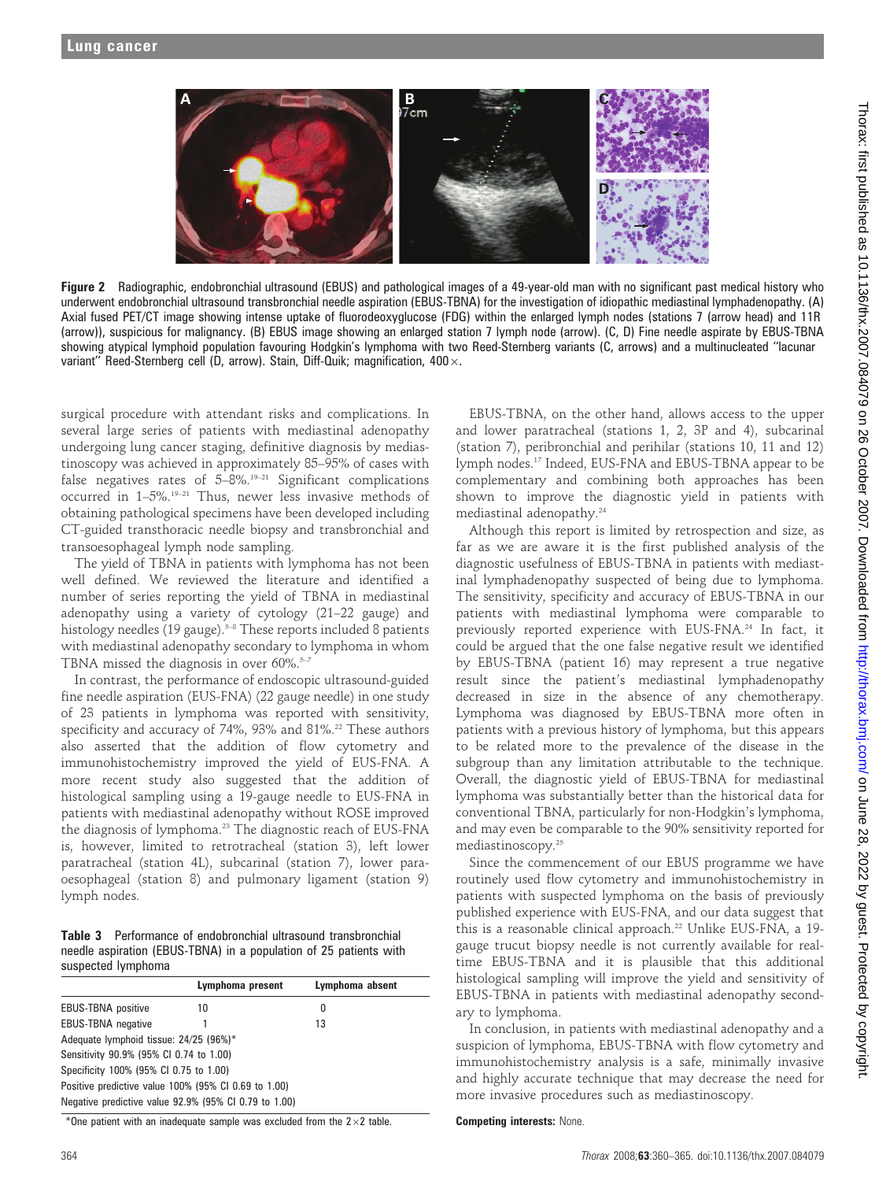**Figure 2** Radiographic, endobronchial ultrasound (EBUS) and pathological images of a 49-year-old man with no significant past medical history who underwent endobronchial ultrasound transbronchial needle aspiration (EBUS-TBNA) for the investigation of idiopathic mediastinal lymphadenopathy. (A) Axial fused PET/CT image showing intense uptake of fluorodeoxyglucose (FDG) within the enlarged lymph nodes (stations 7 (arrow head) and 11R (arrow)), suspicious for malignancy. (B) EBUS image showing an enlarged station 7 lymph node (arrow). (C, D) Fine needle aspirate by EBUS-TBNA showing atypical lymphoid population favouring Hodgkin's lymphoma with two Reed-Sternberg variants (C, arrows) and a multinucleated "lacunar variant" Reed-Sternberg cell (D, arrow). Stain, Diff-Quik; magnification, 400×.

surgical procedure with attendant risks and complications. In several large series of patients with mediastinal adenopathy undergoing lung cancer staging, definitive diagnosis by mediastinoscopy was achieved in approximately 85–95% of cases with false negatives rates of 5–8%.[19–21] Significant complications occurred in 1–5%.[19–21] Thus, newer less invasive methods of obtaining pathological specimens have been developed including CT-guided transthoracic needle biopsy and transbronchial and transoesophageal lymph node sampling.

The yield of TBNA in patients with lymphoma has not been well defined. We reviewed the literature and identified a number of series reporting the yield of TBNA in mediastinal adenopathy using a variety of cytology (21–22 gauge) and histology needles (19 gauge).[5–8] These reports included 8 patients with mediastinal adenopathy secondary to lymphoma in whom TBNA missed the diagnosis in over 60%.[5–7]

In contrast, the performance of endoscopic ultrasound-guided fine needle aspiration (EUS-FNA) (22 gauge needle) in one study of 23 patients in lymphoma was reported with sensitivity, specificity and accuracy of 74%, 93% and 81%.[22] These authors also asserted that the addition of flow cytometry and immunohistochemistry improved the yield of EUS-FNA. A more recent study also suggested that the addition of histological sampling using a 19-gauge needle to EUS-FNA in patients with mediastinal adenopathy without ROSE improved the diagnosis of lymphoma.[23] The diagnostic reach of EUS-FNA is, however, limited to retrotracheal (station 3), left lower paratracheal (station 4L), subcarinal (station 7), lower paraoesophageal (station 8) and pulmonary ligament (station 9) lymph nodes.

**Table 3** Performance of endobronchial ultrasound transbronchial needle aspiration (EBUS-TBNA) in a population of 25 patients with suspected lymphoma

| | Lymphoma present | Lymphoma absent |
|---|---|---|
| EBUS-TBNA positive | 10 | 0 |
| EBUS-TBNA negative | 1 | 13 |
| Adequate lymphoid tissue: 24/25 (96%)* | | |
| Sensitivity 90.9% (95% CI 0.74 to 1.00) | | |
| Specificity 100% (95% CI 0.75 to 1.00) | | |
| Positive predictive value 100% (95% CI 0.69 to 1.00) | | |
| Negative predictive value 92.9% (95% CI 0.79 to 1.00) | | |

*One patient with an inadequate sample was excluded from the 2×2 table.

EBUS-TBNA, on the other hand, allows access to the upper and lower paratracheal (stations 1, 2, 3P and 4), subcarinal (station 7), peribronchial and perihilar (stations 10, 11 and 12) lymph nodes.[17] Indeed, EUS-FNA and EBUS-TBNA appear to be complementary and combining both approaches has been shown to improve the diagnostic yield in patients with mediastinal adenopathy.[24]

Although this report is limited by retrospection and size, as far as we are aware it is the first published analysis of the diagnostic usefulness of EBUS-TBNA in patients with mediastinal lymphadenopathy suspected of being due to lymphoma. The sensitivity, specificity and accuracy of EBUS-TBNA in our patients with mediastinal lymphoma were comparable to previously reported experience with EUS-FNA.[24] In fact, it could be argued that the one false negative result we identified by EBUS-TBNA (patient 16) may represent a true negative result since the patient's mediastinal lymphadenopathy decreased in size in the absence of any chemotherapy. Lymphoma was diagnosed by EBUS-TBNA more often in patients with a previous history of lymphoma, but this appears to be related more to the prevalence of the disease in the subgroup than any limitation attributable to the technique. Overall, the diagnostic yield of EBUS-TBNA for mediastinal lymphoma was substantially better than the historical data for conventional TBNA, particularly for non-Hodgkin's lymphoma, and may even be comparable to the 90% sensitivity reported for mediastinoscopy.[25]

Since the commencement of our EBUS programme we have routinely used flow cytometry and immunohistochemistry in patients with suspected lymphoma on the basis of previously published experience with EUS-FNA, and our data suggest that this is a reasonable clinical approach.[22] Unlike EUS-FNA, a 19-gauge trucut biopsy needle is not currently available for real-time EBUS-TBNA and it is plausible that this additional histological sampling will improve the yield and sensitivity of EBUS-TBNA in patients with mediastinal adenopathy secondary to lymphoma.

In conclusion, in patients with mediastinal adenopathy and a suspicion of lymphoma, EBUS-TBNA with flow cytometry and immunohistochemistry analysis is a safe, minimally invasive and highly accurate technique that may decrease the need for more invasive procedures such as mediastinoscopy.

**Competing interests:** None.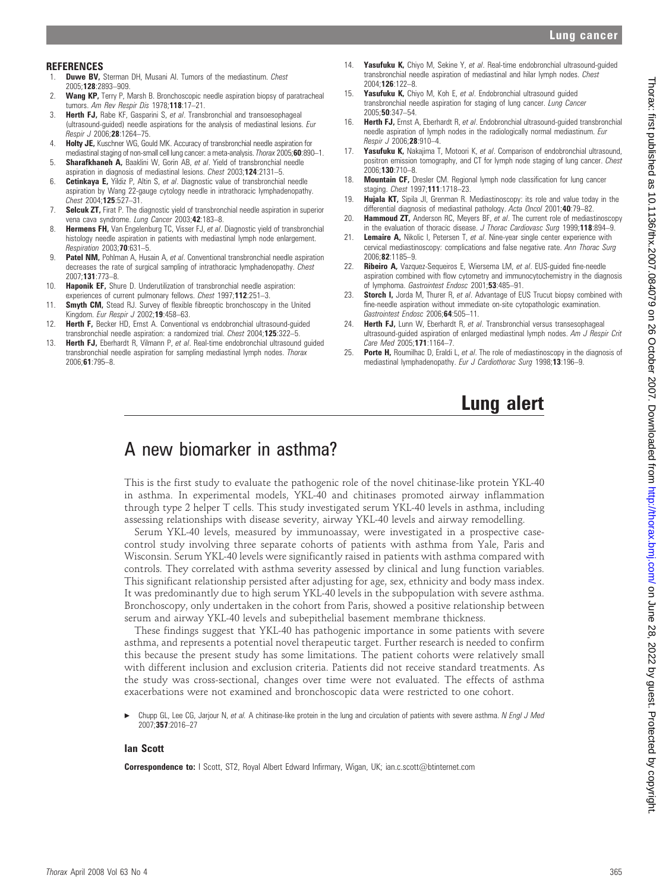## REFERENCES

1. **Duwe BV,** Sterman DH, Musani AI. Tumors of the mediastinum. *Chest* 2005;**128**:2893–909.
2. **Wang KP,** Terry P, Marsh B. Bronchoscopic needle aspiration biopsy of paratracheal tumors. *Am Rev Respir Dis* 1978;**118**:17–21.
3. **Herth FJ,** Rabe KF, Gasparini S, *et al*. Transbronchial and transoesophageal (ultrasound-guided) needle aspirations for the analysis of mediastinal lesions. *Eur Respir J* 2006;**28**:1264–75.
4. **Holty JE,** Kuschner WG, Gould MK. Accuracy of transbronchial needle aspiration for mediastinal staging of non-small cell lung cancer: a meta-analysis. *Thorax* 2005;**60**:890–1.
5. **Sharafkhaneh A,** Baaklini W, Gorin AB, *et al*. Yield of transbronchial needle aspiration in diagnosis of mediastinal lesions. *Chest* 2003;**124**:2131–5.
6. **Cetinkaya E,** Yildiz P, Altin S, *et al*. Diagnostic value of transbronchial needle aspiration by Wang 22-gauge cytology needle in intrathoracic lymphadenopathy. *Chest* 2004;**125**:527–31.
7. **Selcuk ZT,** Firat P. The diagnostic yield of transbronchial needle aspiration in superior vena cava syndrome. *Lung Cancer* 2003;**42**:183–8.
8. **Hermens FH,** Van Engelenburg TC, Visser FJ, *et al*. Diagnostic yield of transbronchial histology needle aspiration in patients with mediastinal lymph node enlargement. *Respiration* 2003;**70**:631–5.
9. **Patel NM,** Pohlman A, Husain A, *et al*. Conventional transbronchial needle aspiration decreases the rate of surgical sampling of intrathoracic lymphadenopathy. *Chest* 2007;**131**:773–8.
10. **Haponik EF,** Shure D. Underutilization of transbronchial needle aspiration: experiences of current pulmonary fellows. *Chest* 1997;**112**:251–3.
11. **Smyth CM,** Stead RJ. Survey of flexible fibreoptic bronchoscopy in the United Kingdom. *Eur Respir J* 2002;**19**:458–63.
12. **Herth F,** Becker HD, Ernst A. Conventional vs endobronchial ultrasound-guided transbronchial needle aspiration: a randomized trial. *Chest* 2004;**125**:322–5.
13. **Herth FJ,** Eberhardt R, Vilmann P, *et al*. Real-time endobronchial ultrasound guided transbronchial needle aspiration for sampling mediastinal lymph nodes. *Thorax* 2006;**61**:795–8.
14. **Yasufuku K,** Chiyo M, Sekine Y, *et al*. Real-time endobronchial ultrasound-guided transbronchial needle aspiration of mediastinal and hilar lymph nodes. *Chest* 2004;**126**:122–8.
15. **Yasufuku K,** Chiyo M, Koh E, *et al*. Endobronchial ultrasound guided transbronchial needle aspiration for staging of lung cancer. *Lung Cancer* 2005;**50**:347–54.
16. **Herth FJ,** Ernst A, Eberhardt R, *et al*. Endobronchial ultrasound-guided transbronchial needle aspiration of lymph nodes in the radiologically normal mediastinum. *Eur Respir J* 2006;**28**:910–4.
17. **Yasufuku K,** Nakajima T, Motoori K, *et al*. Comparison of endobronchial ultrasound, positron emission tomography, and CT for lymph node staging of lung cancer. *Chest* 2006;**130**:710–8.
18. **Mountain CF,** Dresler CM. Regional lymph node classification for lung cancer staging. *Chest* 1997;**111**:1718–23.
19. **Hujala KT,** Sipila JI, Grenman R. Mediastinoscopy: its role and value today in the differential diagnosis of mediastinal pathology. *Acta Oncol* 2001;**40**:79–82.
20. **Hammoud ZT,** Anderson RC, Meyers BF, *et al*. The current role of mediastinoscopy in the evaluation of thoracic disease. *J Thorac Cardiovasc Surg* 1999;**118**:894–9.
21. **Lemaire A,** Nikolic I, Petersen T, *et al*. Nine-year single center experience with cervical mediastinoscopy: complications and false negative rate. *Ann Thorac Surg* 2006;**82**:1185–9.
22. **Ribeiro A,** Vazquez-Sequeiros E, Wiersema LM, *et al*. EUS-guided fine-needle aspiration combined with flow cytometry and immunocytochemistry in the diagnosis of lymphoma. *Gastrointest Endosc* 2001;**53**:485–91.
23. **Storch I,** Jorda M, Thurer R, *et al*. Advantage of EUS Trucut biopsy combined with fine-needle aspiration without immediate on-site cytopathologic examination. *Gastrointest Endosc* 2006;**64**:505–11.
24. **Herth FJ,** Lunn W, Eberhardt R, *et al*. Transbronchial versus transesophageal ultrasound-guided aspiration of enlarged mediastinal lymph nodes. *Am J Respir Crit Care Med* 2005;**171**:1164–7.
25. **Porte H,** Roumilhac D, Eraldi L, *et al*. The role of mediastinoscopy in the diagnosis of mediastinal lymphadenopathy. *Eur J Cardiothorac Surg* 1998;**13**:196–9.

# Lung alert

## A new biomarker in asthma?

This is the first study to evaluate the pathogenic role of the novel chitinase-like protein YKL-40 in asthma. In experimental models, YKL-40 and chitinases promoted airway inflammation through type 2 helper T cells. This study investigated serum YKL-40 levels in asthma, including assessing relationships with disease severity, airway YKL-40 levels and airway remodelling.

Serum YKL-40 levels, measured by immunoassay, were investigated in a prospective case-control study involving three separate cohorts of patients with asthma from Yale, Paris and Wisconsin. Serum YKL-40 levels were significantly raised in patients with asthma compared with controls. They correlated with asthma severity assessed by clinical and lung function variables. This significant relationship persisted after adjusting for age, sex, ethnicity and body mass index. It was predominantly due to high serum YKL-40 levels in the subpopulation with severe asthma. Bronchoscopy, only undertaken in the cohort from Paris, showed a positive relationship between serum and airway YKL-40 levels and subepithelial basement membrane thickness.

These findings suggest that YKL-40 has pathogenic importance in some patients with severe asthma, and represents a potential novel therapeutic target. Further research is needed to confirm this because the present study has some limitations. The patient cohorts were relatively small with different inclusion and exclusion criteria. Patients did not receive standard treatments. As the study was cross-sectional, changes over time were not evaluated. The effects of asthma exacerbations were not examined and bronchoscopic data were restricted to one cohort.

- Chupp GL, Lee CG, Jarjour N, *et al*. A chitinase-like protein in the lung and circulation of patients with severe asthma. *N Engl J Med* 2007;**357**:2016–27

**Ian Scott**

**Correspondence to:** I Scott, ST2, Royal Albert Edward Infirmary, Wigan, UK; ian.c.scott@btinternet.com